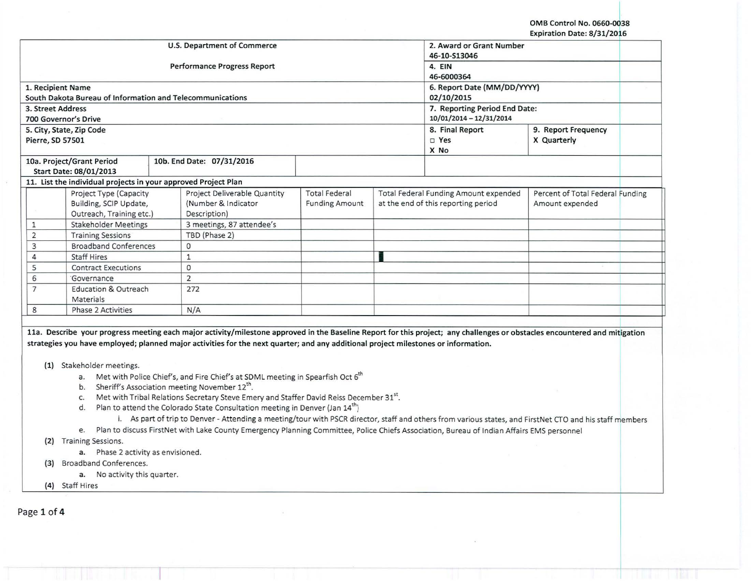OMB Control No. 0660-0038
Expiration Date: 8/31/2016

| U.S. Department of Commerce<br>Performance Progress Report | 2. Award or Grant Number<br>46-10-S13046 | |
|---|---|---|
| | 4. EIN<br>46-6000364 | |
| 1. Recipient Name<br>South Dakota Bureau of Information and Telecommunications | 6. Report Date (MM/DD/YYYY)<br>02/10/2015 | |
| 3. Street Address<br>700 Governor's Drive | 7. Reporting Period End Date:<br>10/01/2014 – 12/31/2014 | |
| 5. City, State, Zip Code<br>Pierre, SD 57501 | 8. Final Report<br>□ Yes<br>X No | 9. Report Frequency<br>X Quarterly |
| 10a. Project/Grant Period Start Date: 08/01/2013 — 10b. End Date: 07/31/2016 | | |

**11. List the individual projects in your approved Project Plan**

| | Project Type (Capacity Building, SCIP Update, Outreach, Training etc.) | Project Deliverable Quantity (Number & Indicator Description) | Total Federal Funding Amount | Total Federal Funding Amount expended at the end of this reporting period | Percent of Total Federal Funding Amount expended |
|---|---|---|---|---|---|
| 1 | Stakeholder Meetings | 3 meetings, 87 attendee's | | | |
| 2 | Training Sessions | TBD (Phase 2) | | | |
| 3 | Broadband Conferences | 0 | | | |
| 4 | Staff Hires | 1 | | | |
| 5 | Contract Executions | 0 | | | |
| 6 | Governance | 2 | | | |
| 7 | Education & Outreach Materials | 272 | | | |
| 8 | Phase 2 Activities | N/A | | | |

**11a. Describe your progress meeting each major activity/milestone approved in the Baseline Report for this project; any challenges or obstacles encountered and mitigation strategies you have employed; planned major activities for the next quarter; and any additional project milestones or information.**

(1) Stakeholder meetings.
   a. Met with Police Chief's, and Fire Chief's at SDML meeting in Spearfish Oct 6th
   b. Sheriff's Association meeting November 12th.
   c. Met with Tribal Relations Secretary Steve Emery and Staffer David Reiss December 31st.
   d. Plan to attend the Colorado State Consultation meeting in Denver (Jan 14th)
      i. As part of trip to Denver - Attending a meeting/tour with PSCR director, staff and others from various states, and FirstNet CTO and his staff members
   e. Plan to discuss FirstNet with Lake County Emergency Planning Committee, Police Chiefs Association, Bureau of Indian Affairs EMS personnel

(2) Training Sessions.
   a. Phase 2 activity as envisioned.

(3) Broadband Conferences.
   a. No activity this quarter.

(4) Staff Hires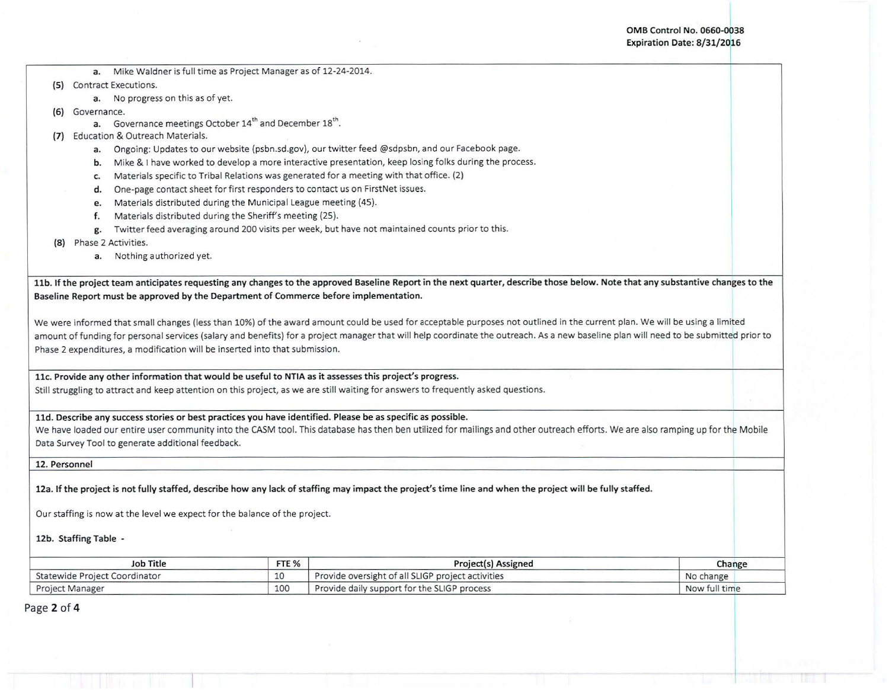a. Mike Waldner is full time as Project Manager as of 12-24-2014.

(5) Contract Executions.

a. No progress on this as of yet.

(6) Governance.

a. Governance meetings October 14th and December 18th.

(7) Education & Outreach Materials.

a. Ongoing: Updates to our website (psbn.sd.gov), our twitter feed @sdpsbn, and our Facebook page.

b. Mike & I have worked to develop a more interactive presentation, keep losing folks during the process.

c. Materials specific to Tribal Relations was generated for a meeting with that office. (2)

d. One-page contact sheet for first responders to contact us on FirstNet issues.

e. Materials distributed during the Municipal League meeting (45).

f. Materials distributed during the Sheriff's meeting (25).

g. Twitter feed averaging around 200 visits per week, but have not maintained counts prior to this.

(8) Phase 2 Activities.

a. Nothing authorized yet.

**11b. If the project team anticipates requesting any changes to the approved Baseline Report in the next quarter, describe those below. Note that any substantive changes to the Baseline Report must be approved by the Department of Commerce before implementation.**

We were informed that small changes (less than 10%) of the award amount could be used for acceptable purposes not outlined in the current plan. We will be using a limited amount of funding for personal services (salary and benefits) for a project manager that will help coordinate the outreach. As a new baseline plan will need to be submitted prior to Phase 2 expenditures, a modification will be inserted into that submission.

**11c. Provide any other information that would be useful to NTIA as it assesses this project's progress.**

Still struggling to attract and keep attention on this project, as we are still waiting for answers to frequently asked questions.

**11d. Describe any success stories or best practices you have identified. Please be as specific as possible.**

We have loaded our entire user community into the CASM tool. This database has then ben utilized for mailings and other outreach efforts. We are also ramping up for the Mobile Data Survey Tool to generate additional feedback.

**12. Personnel**

**12a. If the project is not fully staffed, describe how any lack of staffing may impact the project's time line and when the project will be fully staffed.**

Our staffing is now at the level we expect for the balance of the project.

**12b. Staffing Table -**

| Job Title | FTE % | Project(s) Assigned | Change |
|---|---|---|---|
| Statewide Project Coordinator | 10 | Provide oversight of all SLIGP project activities | No change |
| Project Manager | 100 | Provide daily support for the SLIGP process | Now full time |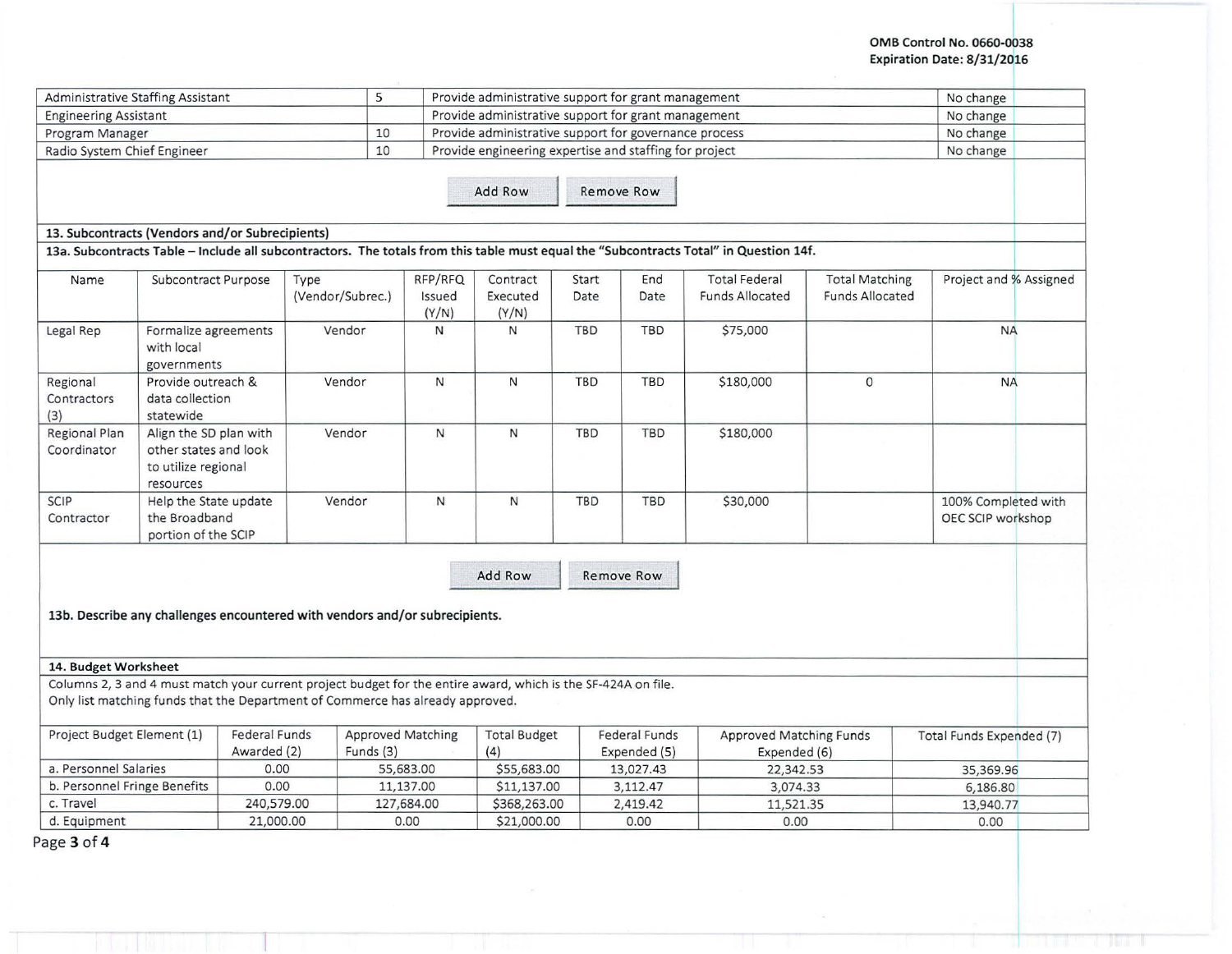| Administrative Staffing Assistant | 5 | Provide administrative support for grant management | No change |
|---|---|---|---|
| Engineering Assistant | | Provide administrative support for grant management | No change |
| Program Manager | 10 | Provide administrative support for governance process | No change |
| Radio System Chief Engineer | 10 | Provide engineering expertise and staffing for project | No change |

Add Row Remove Row

**13. Subcontracts (Vendors and/or Subrecipients)**

**13a. Subcontracts Table – Include all subcontractors. The totals from this table must equal the "Subcontracts Total" in Question 14f.**

| Name | Subcontract Purpose | Type (Vendor/Subrec.) | RFP/RFQ Issued (Y/N) | Contract Executed (Y/N) | Start Date | End Date | Total Federal Funds Allocated | Total Matching Funds Allocated | Project and % Assigned |
|---|---|---|---|---|---|---|---|---|---|
| Legal Rep | Formalize agreements with local governments | Vendor | N | N | TBD | TBD | $75,000 | | NA |
| Regional Contractors (3) | Provide outreach & data collection statewide | Vendor | N | N | TBD | TBD | $180,000 | 0 | NA |
| Regional Plan Coordinator | Align the SD plan with other states and look to utilize regional resources | Vendor | N | N | TBD | TBD | $180,000 | | |
| SCIP Contractor | Help the State update the Broadband portion of the SCIP | Vendor | N | N | TBD | TBD | $30,000 | | 100% Completed with OEC SCIP workshop |

Add Row Remove Row

**13b. Describe any challenges encountered with vendors and/or subrecipients.**

**14. Budget Worksheet**

Columns 2, 3 and 4 must match your current project budget for the entire award, which is the SF-424A on file.
Only list matching funds that the Department of Commerce has already approved.

| Project Budget Element (1) | Federal Funds Awarded (2) | Approved Matching Funds (3) | Total Budget (4) | Federal Funds Expended (5) | Approved Matching Funds Expended (6) | Total Funds Expended (7) |
|---|---|---|---|---|---|---|
| a. Personnel Salaries | 0.00 | 55,683.00 | $55,683.00 | 13,027.43 | 22,342.53 | 35,369.96 |
| b. Personnel Fringe Benefits | 0.00 | 11,137.00 | $11,137.00 | 3,112.47 | 3,074.33 | 6,186.80 |
| c. Travel | 240,579.00 | 127,684.00 | $368,263.00 | 2,419.42 | 11,521.35 | 13,940.77 |
| d. Equipment | 21,000.00 | 0.00 | $21,000.00 | 0.00 | 0.00 | 0.00 |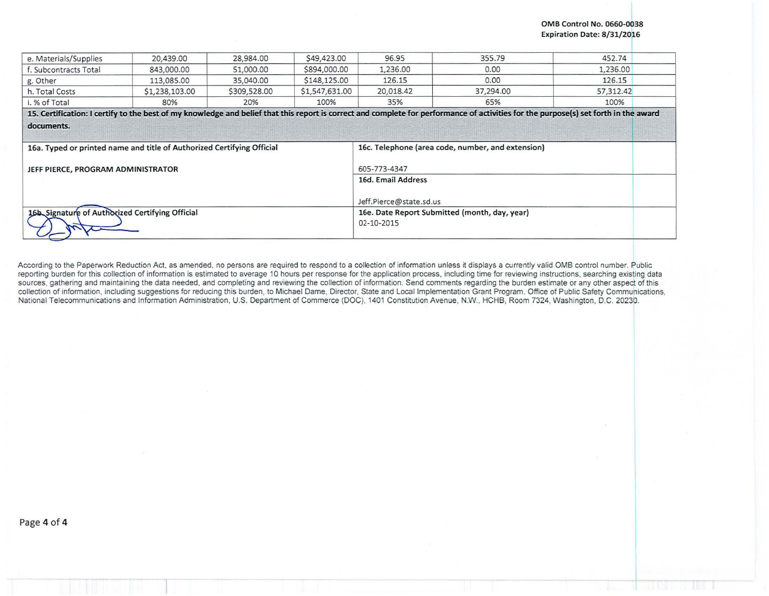OMB Control No. 0660-0038
Expiration Date: 8/31/2016

| | | | | | | |
|---|---|---|---|---|---|---|
| e. Materials/Supplies | 20,439.00 | 28,984.00 | $49,423.00 | 96.95 | 355.79 | 452.74 |
| f. Subcontracts Total | 843,000.00 | 51,000.00 | $894,000.00 | 1,236.00 | 0.00 | 1,236.00 |
| g. Other | 113,085.00 | 35,040.00 | $148,125.00 | 126.15 | 0.00 | 126.15 |
| h. Total Costs | $1,238,103.00 | $309,528.00 | $1,547,631.00 | 20,018.42 | 37,294.00 | 57,312.42 |
| i. % of Total | 80% | 20% | 100% | 35% | 65% | 100% |

**15. Certification: I certify to the best of my knowledge and belief that this report is correct and complete for performance of activities for the purpose(s) set forth in the award documents.**

| | |
|---|---|
| **16a. Typed or printed name and title of Authorized Certifying Official** | **16c. Telephone (area code, number, and extension)** |
| JEFF PIERCE, PROGRAM ADMINISTRATOR | 605-773-4347 |
| | **16d. Email Address** |
| | Jeff.Pierce@state.sd.us |
| **16b. Signature of Authorized Certifying Official** | **16e. Date Report Submitted (month, day, year)** |
| | 02-10-2015 |

According to the Paperwork Reduction Act, as amended, no persons are required to respond to a collection of information unless it displays a currently valid OMB control number. Public reporting burden for this collection of information is estimated to average 10 hours per response for the application process, including time for reviewing instructions, searching existing data sources, gathering and maintaining the data needed, and completing and reviewing the collection of information. Send comments regarding the burden estimate or any other aspect of this collection of information, including suggestions for reducing this burden, to Michael Dame, Director, State and Local Implementation Grant Program, Office of Public Safety Communications, National Telecommunications and Information Administration, U.S. Department of Commerce (DOC), 1401 Constitution Avenue, N.W., HCHB, Room 7324, Washington, D.C. 20230.